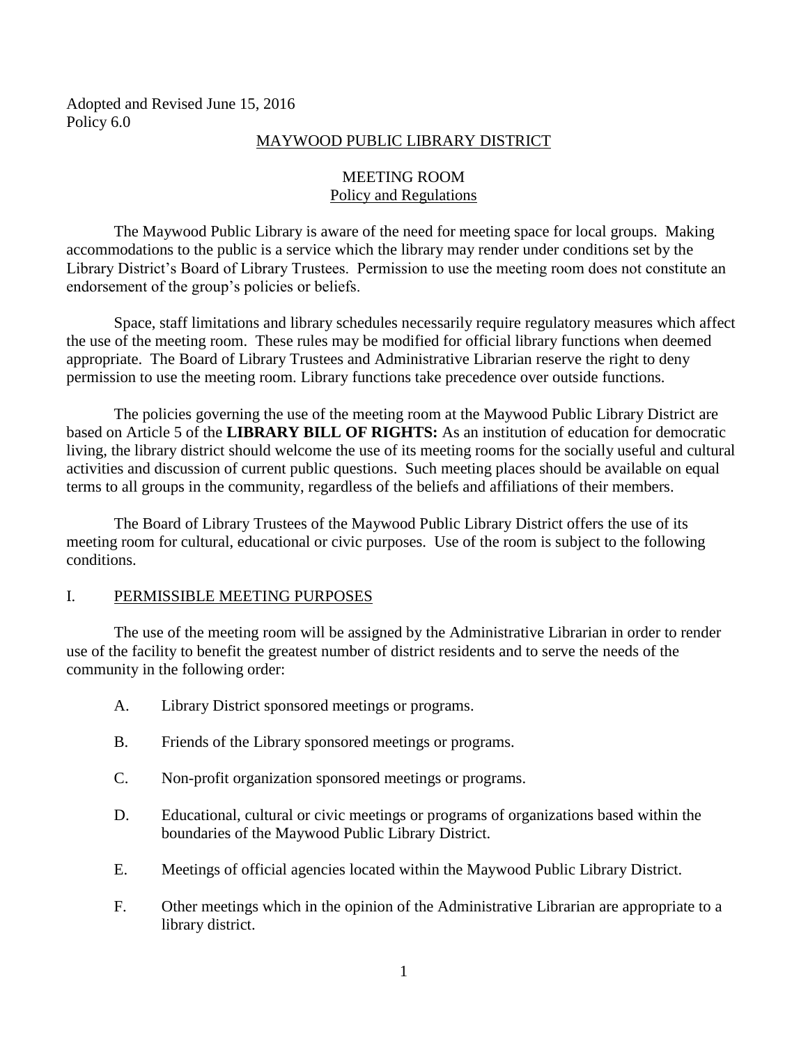Adopted and Revised June 15, 2016
Policy 6.0

# MAYWOOD PUBLIC LIBRARY DISTRICT

## MEETING ROOM
## Policy and Regulations

The Maywood Public Library is aware of the need for meeting space for local groups. Making accommodations to the public is a service which the library may render under conditions set by the Library District's Board of Library Trustees. Permission to use the meeting room does not constitute an endorsement of the group's policies or beliefs.

Space, staff limitations and library schedules necessarily require regulatory measures which affect the use of the meeting room. These rules may be modified for official library functions when deemed appropriate. The Board of Library Trustees and Administrative Librarian reserve the right to deny permission to use the meeting room. Library functions take precedence over outside functions.

The policies governing the use of the meeting room at the Maywood Public Library District are based on Article 5 of the **LIBRARY BILL OF RIGHTS:** As an institution of education for democratic living, the library district should welcome the use of its meeting rooms for the socially useful and cultural activities and discussion of current public questions. Such meeting places should be available on equal terms to all groups in the community, regardless of the beliefs and affiliations of their members.

The Board of Library Trustees of the Maywood Public Library District offers the use of its meeting room for cultural, educational or civic purposes. Use of the room is subject to the following conditions.

### I. PERMISSIBLE MEETING PURPOSES

The use of the meeting room will be assigned by the Administrative Librarian in order to render use of the facility to benefit the greatest number of district residents and to serve the needs of the community in the following order:

A. Library District sponsored meetings or programs.

B. Friends of the Library sponsored meetings or programs.

C. Non-profit organization sponsored meetings or programs.

D. Educational, cultural or civic meetings or programs of organizations based within the boundaries of the Maywood Public Library District.

E. Meetings of official agencies located within the Maywood Public Library District.

F. Other meetings which in the opinion of the Administrative Librarian are appropriate to a library district.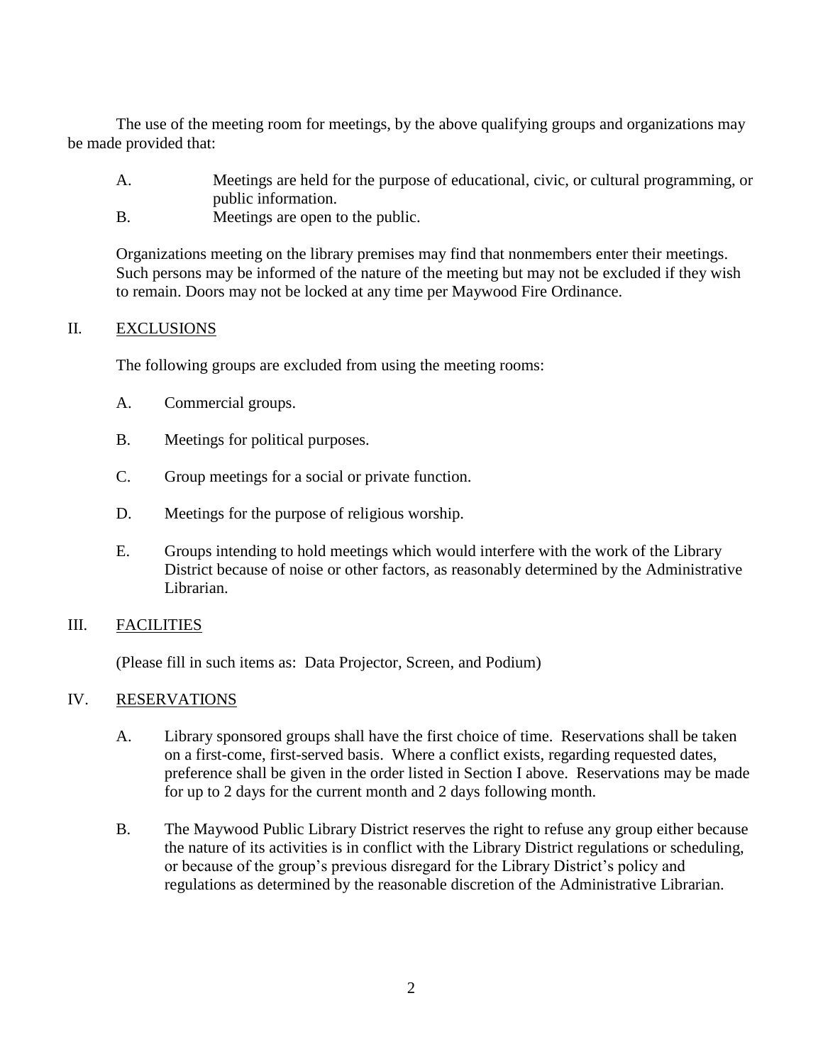The use of the meeting room for meetings, by the above qualifying groups and organizations may be made provided that:

A. Meetings are held for the purpose of educational, civic, or cultural programming, or public information.
B. Meetings are open to the public.

Organizations meeting on the library premises may find that nonmembers enter their meetings. Such persons may be informed of the nature of the meeting but may not be excluded if they wish to remain. Doors may not be locked at any time per Maywood Fire Ordinance.

## II. EXCLUSIONS

The following groups are excluded from using the meeting rooms:

A. Commercial groups.

B. Meetings for political purposes.

C. Group meetings for a social or private function.

D. Meetings for the purpose of religious worship.

E. Groups intending to hold meetings which would interfere with the work of the Library District because of noise or other factors, as reasonably determined by the Administrative Librarian.

## III. FACILITIES

(Please fill in such items as: Data Projector, Screen, and Podium)

## IV. RESERVATIONS

A. Library sponsored groups shall have the first choice of time. Reservations shall be taken on a first-come, first-served basis. Where a conflict exists, regarding requested dates, preference shall be given in the order listed in Section I above. Reservations may be made for up to 2 days for the current month and 2 days following month.

B. The Maywood Public Library District reserves the right to refuse any group either because the nature of its activities is in conflict with the Library District regulations or scheduling, or because of the group's previous disregard for the Library District's policy and regulations as determined by the reasonable discretion of the Administrative Librarian.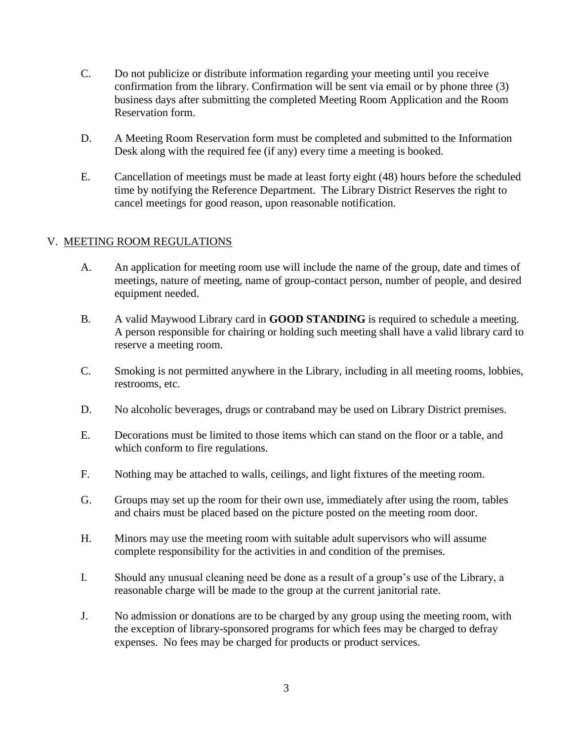C. Do not publicize or distribute information regarding your meeting until you receive confirmation from the library. Confirmation will be sent via email or by phone three (3) business days after submitting the completed Meeting Room Application and the Room Reservation form.

D. A Meeting Room Reservation form must be completed and submitted to the Information Desk along with the required fee (if any) every time a meeting is booked.

E. Cancellation of meetings must be made at least forty eight (48) hours before the scheduled time by notifying the Reference Department. The Library District Reserves the right to cancel meetings for good reason, upon reasonable notification.

## V. MEETING ROOM REGULATIONS

A. An application for meeting room use will include the name of the group, date and times of meetings, nature of meeting, name of group-contact person, number of people, and desired equipment needed.

B. A valid Maywood Library card in **GOOD STANDING** is required to schedule a meeting. A person responsible for chairing or holding such meeting shall have a valid library card to reserve a meeting room.

C. Smoking is not permitted anywhere in the Library, including in all meeting rooms, lobbies, restrooms, etc.

D. No alcoholic beverages, drugs or contraband may be used on Library District premises.

E. Decorations must be limited to those items which can stand on the floor or a table, and which conform to fire regulations.

F. Nothing may be attached to walls, ceilings, and light fixtures of the meeting room.

G. Groups may set up the room for their own use, immediately after using the room, tables and chairs must be placed based on the picture posted on the meeting room door.

H. Minors may use the meeting room with suitable adult supervisors who will assume complete responsibility for the activities in and condition of the premises.

I. Should any unusual cleaning need be done as a result of a group's use of the Library, a reasonable charge will be made to the group at the current janitorial rate.

J. No admission or donations are to be charged by any group using the meeting room, with the exception of library-sponsored programs for which fees may be charged to defray expenses. No fees may be charged for products or product services.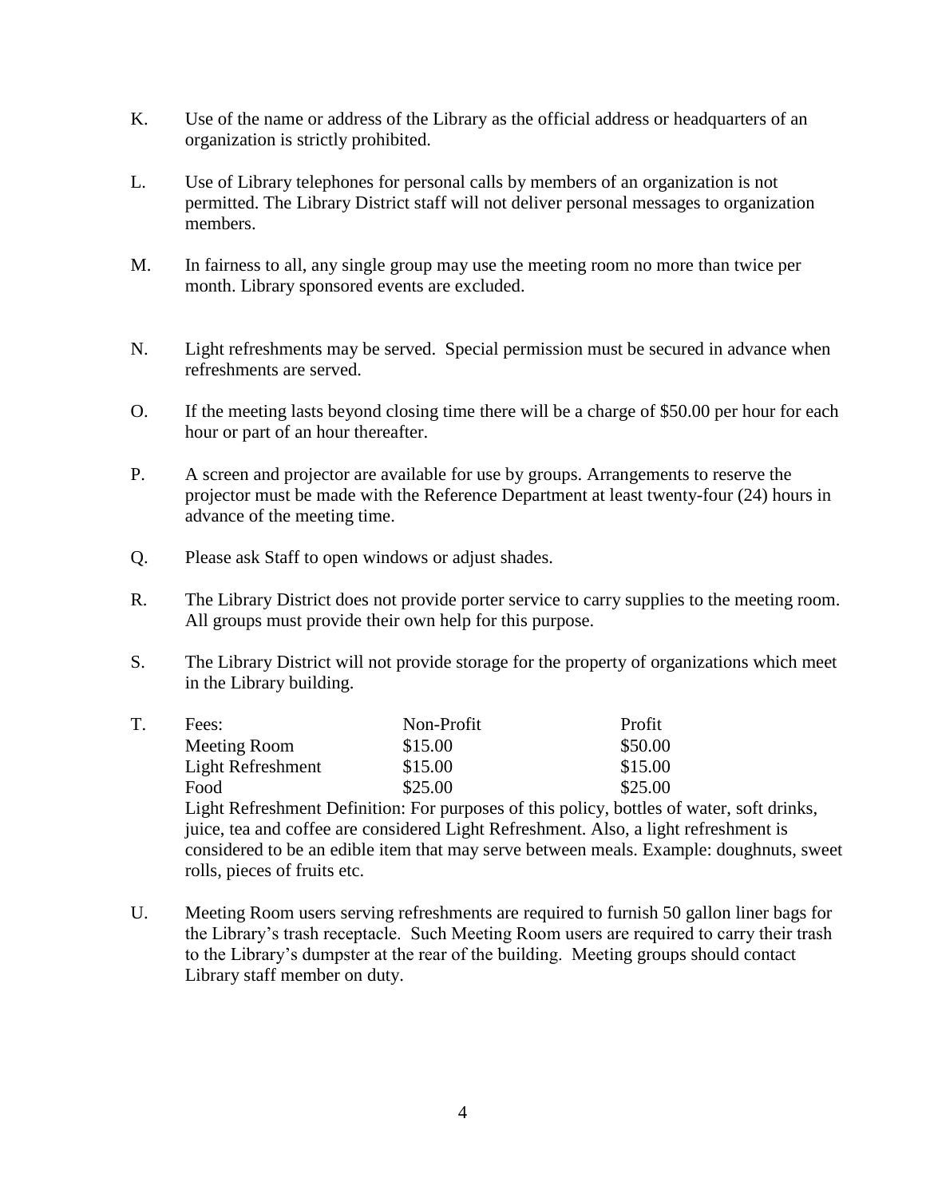K. Use of the name or address of the Library as the official address or headquarters of an organization is strictly prohibited.

L. Use of Library telephones for personal calls by members of an organization is not permitted. The Library District staff will not deliver personal messages to organization members.

M. In fairness to all, any single group may use the meeting room no more than twice per month. Library sponsored events are excluded.

N. Light refreshments may be served. Special permission must be secured in advance when refreshments are served.

O. If the meeting lasts beyond closing time there will be a charge of $50.00 per hour for each hour or part of an hour thereafter.

P. A screen and projector are available for use by groups. Arrangements to reserve the projector must be made with the Reference Department at least twenty-four (24) hours in advance of the meeting time.

Q. Please ask Staff to open windows or adjust shades.

R. The Library District does not provide porter service to carry supplies to the meeting room. All groups must provide their own help for this purpose.

S. The Library District will not provide storage for the property of organizations which meet in the Library building.

T. Fees:

| Fees: | Non-Profit | Profit |
|---|---|---|
| Meeting Room | $15.00 | $50.00 |
| Light Refreshment | $15.00 | $15.00 |
| Food | $25.00 | $25.00 |

Light Refreshment Definition: For purposes of this policy, bottles of water, soft drinks, juice, tea and coffee are considered Light Refreshment. Also, a light refreshment is considered to be an edible item that may serve between meals. Example: doughnuts, sweet rolls, pieces of fruits etc.

U. Meeting Room users serving refreshments are required to furnish 50 gallon liner bags for the Library's trash receptacle. Such Meeting Room users are required to carry their trash to the Library's dumpster at the rear of the building. Meeting groups should contact Library staff member on duty.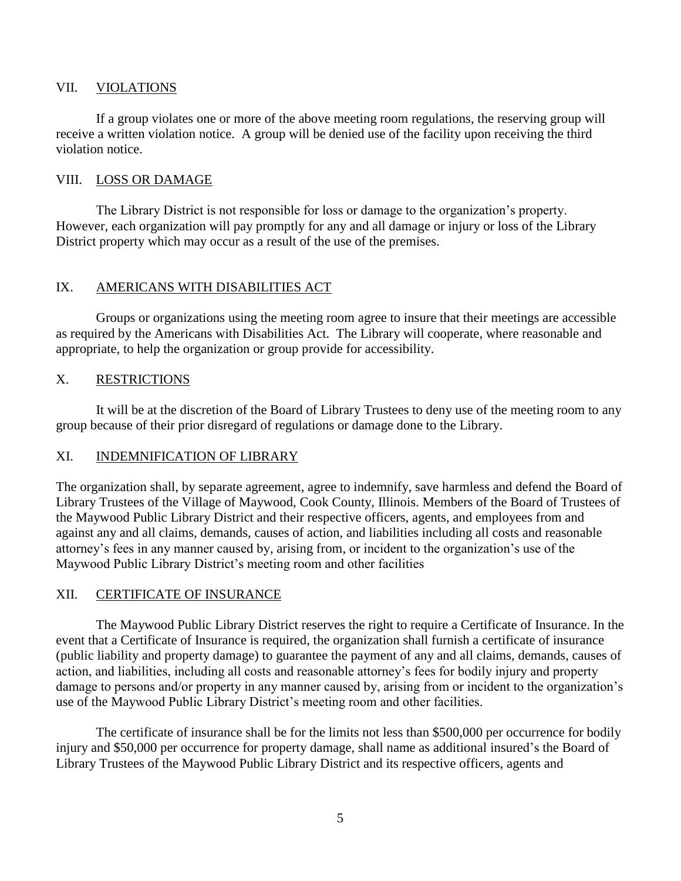## VII. <u>VIOLATIONS</u>

If a group violates one or more of the above meeting room regulations, the reserving group will receive a written violation notice. A group will be denied use of the facility upon receiving the third violation notice.

## VIII. <u>LOSS OR DAMAGE</u>

The Library District is not responsible for loss or damage to the organization's property. However, each organization will pay promptly for any and all damage or injury or loss of the Library District property which may occur as a result of the use of the premises.

## IX. <u>AMERICANS WITH DISABILITIES ACT</u>

Groups or organizations using the meeting room agree to insure that their meetings are accessible as required by the Americans with Disabilities Act. The Library will cooperate, where reasonable and appropriate, to help the organization or group provide for accessibility.

## X. <u>RESTRICTIONS</u>

It will be at the discretion of the Board of Library Trustees to deny use of the meeting room to any group because of their prior disregard of regulations or damage done to the Library.

## XI. <u>INDEMNIFICATION OF LIBRARY</u>

The organization shall, by separate agreement, agree to indemnify, save harmless and defend the Board of Library Trustees of the Village of Maywood, Cook County, Illinois. Members of the Board of Trustees of the Maywood Public Library District and their respective officers, agents, and employees from and against any and all claims, demands, causes of action, and liabilities including all costs and reasonable attorney's fees in any manner caused by, arising from, or incident to the organization's use of the Maywood Public Library District's meeting room and other facilities

## XII. <u>CERTIFICATE OF INSURANCE</u>

The Maywood Public Library District reserves the right to require a Certificate of Insurance. In the event that a Certificate of Insurance is required, the organization shall furnish a certificate of insurance (public liability and property damage) to guarantee the payment of any and all claims, demands, causes of action, and liabilities, including all costs and reasonable attorney's fees for bodily injury and property damage to persons and/or property in any manner caused by, arising from or incident to the organization's use of the Maywood Public Library District's meeting room and other facilities.

The certificate of insurance shall be for the limits not less than $500,000 per occurrence for bodily injury and $50,000 per occurrence for property damage, shall name as additional insured's the Board of Library Trustees of the Maywood Public Library District and its respective officers, agents and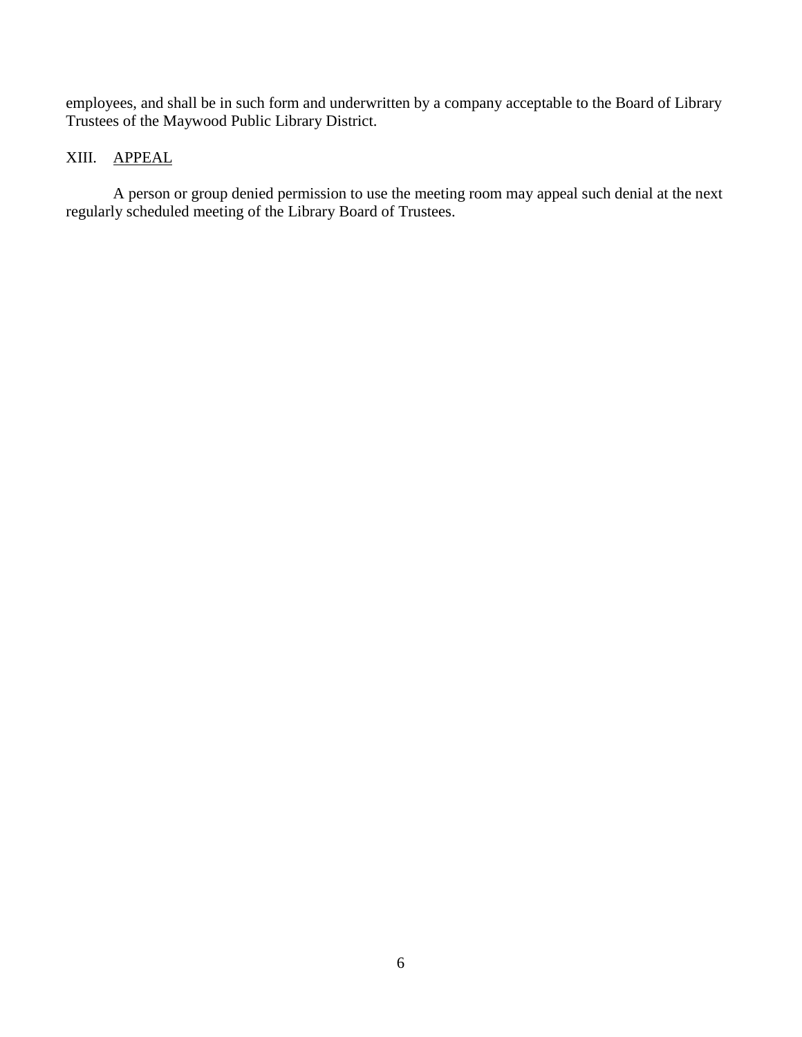employees, and shall be in such form and underwritten by a company acceptable to the Board of Library Trustees of the Maywood Public Library District.

## XIII. APPEAL

A person or group denied permission to use the meeting room may appeal such denial at the next regularly scheduled meeting of the Library Board of Trustees.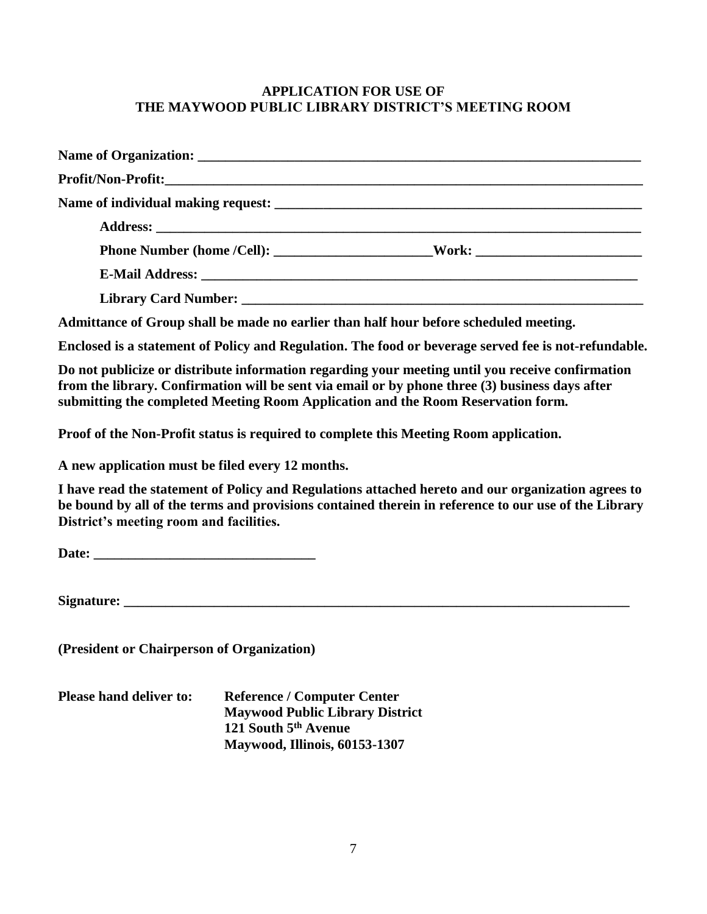# APPLICATION FOR USE OF THE MAYWOOD PUBLIC LIBRARY DISTRICT'S MEETING ROOM

**Name of Organization: \_\_\_\_\_\_\_\_\_\_\_\_\_\_\_\_\_\_\_\_\_\_\_\_\_\_\_\_\_\_\_\_\_\_\_\_\_\_\_\_\_\_\_\_\_\_\_\_\_\_\_\_\_\_\_\_\_\_\_\_\_\_**

**Profit/Non-Profit:\_\_\_\_\_\_\_\_\_\_\_\_\_\_\_\_\_\_\_\_\_\_\_\_\_\_\_\_\_\_\_\_\_\_\_\_\_\_\_\_\_\_\_\_\_\_\_\_\_\_\_\_\_\_\_\_\_\_\_\_\_\_\_\_\_\_\_**

**Name of individual making request: \_\_\_\_\_\_\_\_\_\_\_\_\_\_\_\_\_\_\_\_\_\_\_\_\_\_\_\_\_\_\_\_\_\_\_\_\_\_\_\_\_\_\_\_\_\_\_\_\_\_\_\_**

**Address: \_\_\_\_\_\_\_\_\_\_\_\_\_\_\_\_\_\_\_\_\_\_\_\_\_\_\_\_\_\_\_\_\_\_\_\_\_\_\_\_\_\_\_\_\_\_\_\_\_\_\_\_\_\_\_\_\_\_\_\_\_\_\_\_\_\_\_\_\_\_**

**Phone Number (home /Cell): \_\_\_\_\_\_\_\_\_\_\_\_\_\_\_\_\_\_\_\_\_\_\_Work: \_\_\_\_\_\_\_\_\_\_\_\_\_\_\_\_\_\_\_\_\_\_\_\_**

**E-Mail Address: \_\_\_\_\_\_\_\_\_\_\_\_\_\_\_\_\_\_\_\_\_\_\_\_\_\_\_\_\_\_\_\_\_\_\_\_\_\_\_\_\_\_\_\_\_\_\_\_\_\_\_\_\_\_\_\_\_\_\_\_\_\_\_\_**

**Library Card Number: \_\_\_\_\_\_\_\_\_\_\_\_\_\_\_\_\_\_\_\_\_\_\_\_\_\_\_\_\_\_\_\_\_\_\_\_\_\_\_\_\_\_\_\_\_\_\_\_\_\_\_\_\_\_\_\_\_\_\_\_**

**Admittance of Group shall be made no earlier than half hour before scheduled meeting.**

**Enclosed is a statement of Policy and Regulation. The food or beverage served fee is not-refundable.**

**Do not publicize or distribute information regarding your meeting until you receive confirmation from the library. Confirmation will be sent via email or by phone three (3) business days after submitting the completed Meeting Room Application and the Room Reservation form.**

**Proof of the Non-Profit status is required to complete this Meeting Room application.**

**A new application must be filed every 12 months.**

**I have read the statement of Policy and Regulations attached hereto and our organization agrees to be bound by all of the terms and provisions contained therein in reference to our use of the Library District's meeting room and facilities.**

**Date: \_\_\_\_\_\_\_\_\_\_\_\_\_\_\_\_\_\_\_\_\_\_\_\_\_\_\_\_\_\_\_\_**

**Signature: \_\_\_\_\_\_\_\_\_\_\_\_\_\_\_\_\_\_\_\_\_\_\_\_\_\_\_\_\_\_\_\_\_\_\_\_\_\_\_\_\_\_\_\_\_\_\_\_\_\_\_\_\_\_\_\_\_\_\_\_\_\_\_\_\_\_\_\_\_\_\_\_\_\_**

**(President or Chairperson of Organization)**

**Please hand deliver to:**

**Reference / Computer Center**
**Maywood Public Library District**
**121 South 5th Avenue**
**Maywood, Illinois, 60153-1307**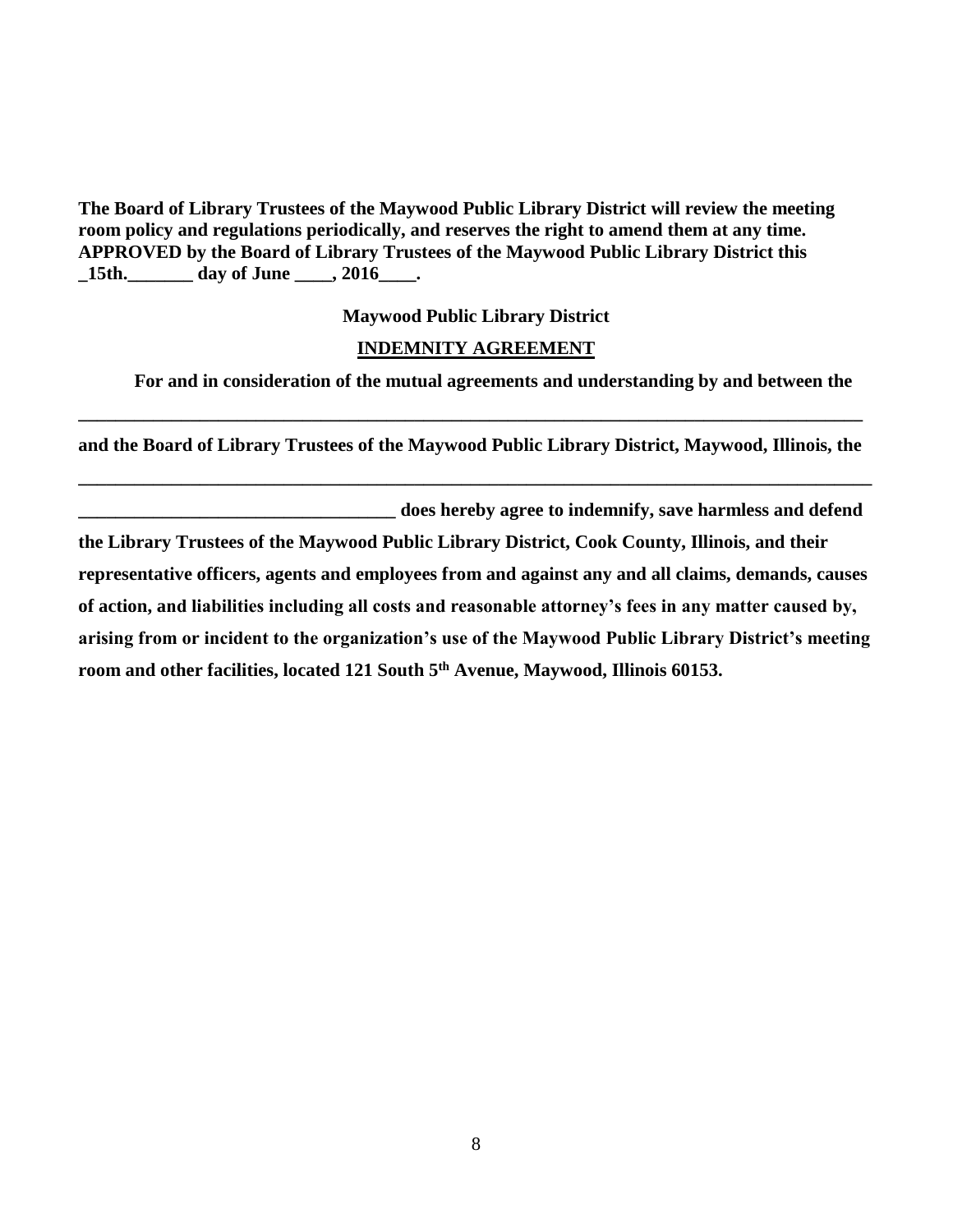**The Board of Library Trustees of the Maywood Public Library District will review the meeting room policy and regulations periodically, and reserves the right to amend them at any time. APPROVED by the Board of Library Trustees of the Maywood Public Library District this _15th._______ day of June ____, 2016____.**

**Maywood Public Library District**

**INDEMNITY AGREEMENT**

**For and in consideration of the mutual agreements and understanding by and between the**

**_________________________________________________________________________________**

**and the Board of Library Trustees of the Maywood Public Library District, Maywood, Illinois, the**

**_________________________________________________________________________________**

**_________________________________ does hereby agree to indemnify, save harmless and defend the Library Trustees of the Maywood Public Library District, Cook County, Illinois, and their representative officers, agents and employees from and against any and all claims, demands, causes of action, and liabilities including all costs and reasonable attorney's fees in any matter caused by, arising from or incident to the organization's use of the Maywood Public Library District's meeting room and other facilities, located 121 South 5th Avenue, Maywood, Illinois 60153.**